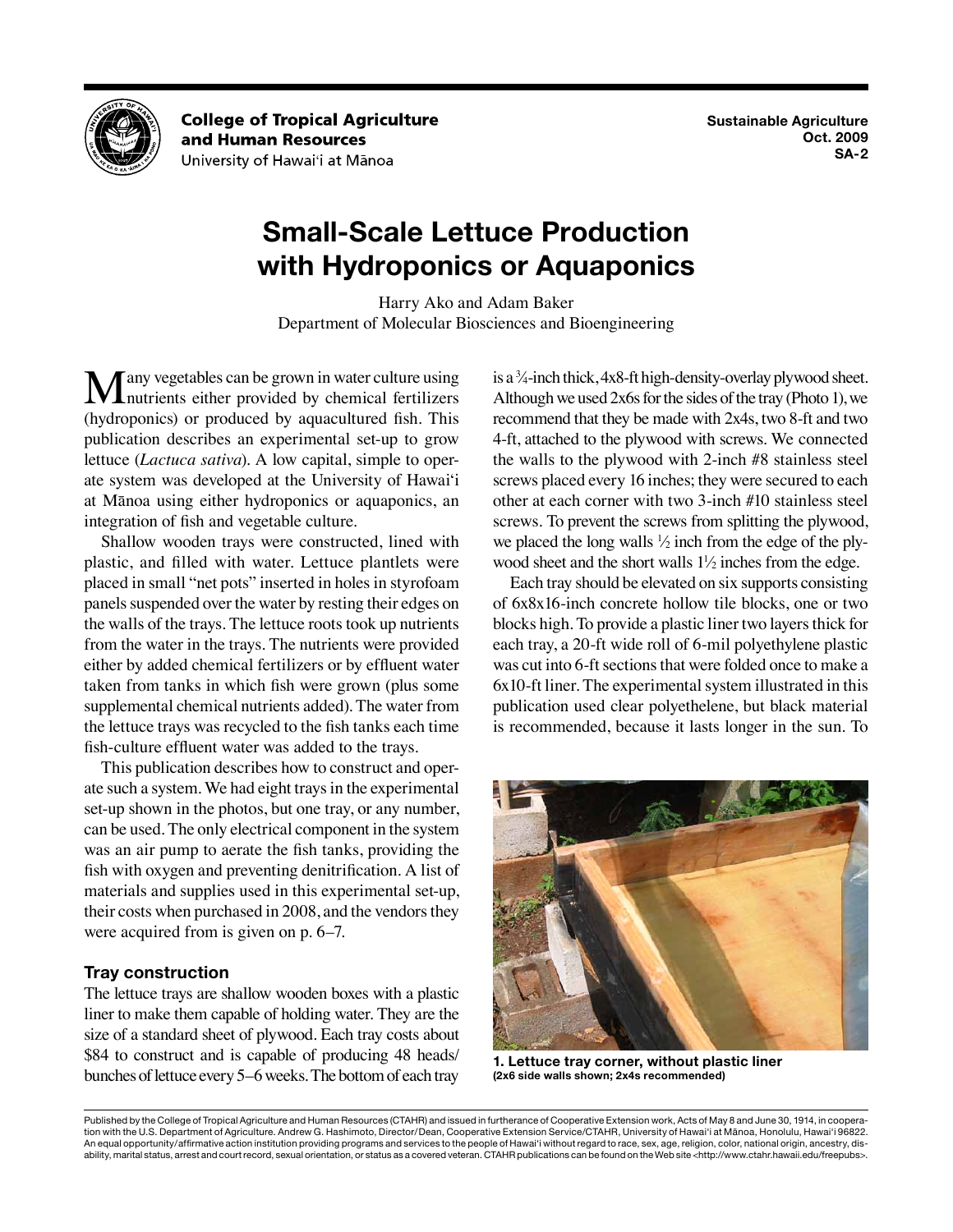**College of Tropical Agriculture and Human Resources**
University of Hawai'i at Mānoa

**Sustainable Agriculture**
**Oct. 2009**
**SA-2**

# Small-Scale Lettuce Production with Hydroponics or Aquaponics

Harry Ako and Adam Baker
Department of Molecular Biosciences and Bioengineering

Many vegetables can be grown in water culture using nutrients either provided by chemical fertilizers (hydroponics) or produced by aquacultured fish. This publication describes an experimental set-up to grow lettuce (*Lactuca sativa*). A low capital, simple to operate system was developed at the University of Hawai'i at Mānoa using either hydroponics or aquaponics, an integration of fish and vegetable culture.

Shallow wooden trays were constructed, lined with plastic, and filled with water. Lettuce plantlets were placed in small "net pots" inserted in holes in styrofoam panels suspended over the water by resting their edges on the walls of the trays. The lettuce roots took up nutrients from the water in the trays. The nutrients were provided either by added chemical fertilizers or by effluent water taken from tanks in which fish were grown (plus some supplemental chemical nutrients added). The water from the lettuce trays was recycled to the fish tanks each time fish-culture effluent water was added to the trays.

This publication describes how to construct and operate such a system. We had eight trays in the experimental set-up shown in the photos, but one tray, or any number, can be used. The only electrical component in the system was an air pump to aerate the fish tanks, providing the fish with oxygen and preventing denitrification. A list of materials and supplies used in this experimental set-up, their costs when purchased in 2008, and the vendors they were acquired from is given on p. 6–7.

### Tray construction

The lettuce trays are shallow wooden boxes with a plastic liner to make them capable of holding water. They are the size of a standard sheet of plywood. Each tray costs about $84 to construct and is capable of producing 48 heads/bunches of lettuce every 5–6 weeks. The bottom of each tray is a ¾-inch thick, 4x8-ft high-density-overlay plywood sheet. Although we used 2x6s for the sides of the tray (Photo 1), we recommend that they be made with 2x4s, two 8-ft and two 4-ft, attached to the plywood with screws. We connected the walls to the plywood with 2-inch #8 stainless steel screws placed every 16 inches; they were secured to each other at each corner with two 3-inch #10 stainless steel screws. To prevent the screws from splitting the plywood, we placed the long walls ½ inch from the edge of the plywood sheet and the short walls 1½ inches from the edge.

Each tray should be elevated on six supports consisting of 6x8x16-inch concrete hollow tile blocks, one or two blocks high. To provide a plastic liner two layers thick for each tray, a 20-ft wide roll of 6-mil polyethylene plastic was cut into 6-ft sections that were folded once to make a 6x10-ft liner. The experimental system illustrated in this publication used clear polyethelene, but black material is recommended, because it lasts longer in the sun. To

**1. Lettuce tray corner, without plastic liner**
**(2x6 side walls shown; 2x4s recommended)**

Published by the College of Tropical Agriculture and Human Resources (CTAHR) and issued in furtherance of Cooperative Extension work, Acts of May 8 and June 30, 1914, in cooperation with the U.S. Department of Agriculture. Andrew G. Hashimoto, Director/Dean, Cooperative Extension Service/CTAHR, University of Hawai'i at Mānoa, Honolulu, Hawai'i 96822. An equal opportunity/affirmative action institution providing programs and services to the people of Hawai'i without regard to race, sex, age, religion, color, national origin, ancestry, disability, marital status, arrest and court record, sexual orientation, or status as a covered veteran. CTAHR publications can be found on the Web site <http://www.ctahr.hawaii.edu/freepubs>.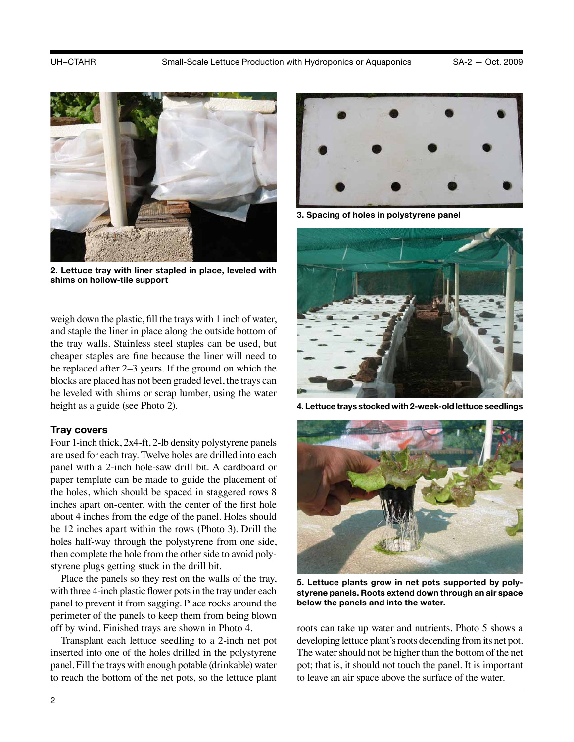2. Lettuce tray with liner stapled in place, leveled with shims on hollow-tile support

weigh down the plastic, fill the trays with 1 inch of water, and staple the liner in place along the outside bottom of the tray walls. Stainless steel staples can be used, but cheaper staples are fine because the liner will need to be replaced after 2–3 years. If the ground on which the blocks are placed has not been graded level, the trays can be leveled with shims or scrap lumber, using the water height as a guide (see Photo 2).

### Tray covers

Four 1-inch thick, 2x4-ft, 2-lb density polystyrene panels are used for each tray. Twelve holes are drilled into each panel with a 2-inch hole-saw drill bit. A cardboard or paper template can be made to guide the placement of the holes, which should be spaced in staggered rows 8 inches apart on-center, with the center of the first hole about 4 inches from the edge of the panel. Holes should be 12 inches apart within the rows (Photo 3). Drill the holes half-way through the polystyrene from one side, then complete the hole from the other side to avoid polystyrene plugs getting stuck in the drill bit.

Place the panels so they rest on the walls of the tray, with three 4-inch plastic flower pots in the tray under each panel to prevent it from sagging. Place rocks around the perimeter of the panels to keep them from being blown off by wind. Finished trays are shown in Photo 4.

Transplant each lettuce seedling to a 2-inch net pot inserted into one of the holes drilled in the polystyrene panel. Fill the trays with enough potable (drinkable) water to reach the bottom of the net pots, so the lettuce plant roots can take up water and nutrients. Photo 5 shows a developing lettuce plant's roots decending from its net pot. The water should not be higher than the bottom of the net pot; that is, it should not touch the panel. It is important to leave an air space above the surface of the water.

3. Spacing of holes in polystyrene panel

4. Lettuce trays stocked with 2-week-old lettuce seedlings

5. Lettuce plants grow in net pots supported by polystyrene panels. Roots extend down through an air space below the panels and into the water.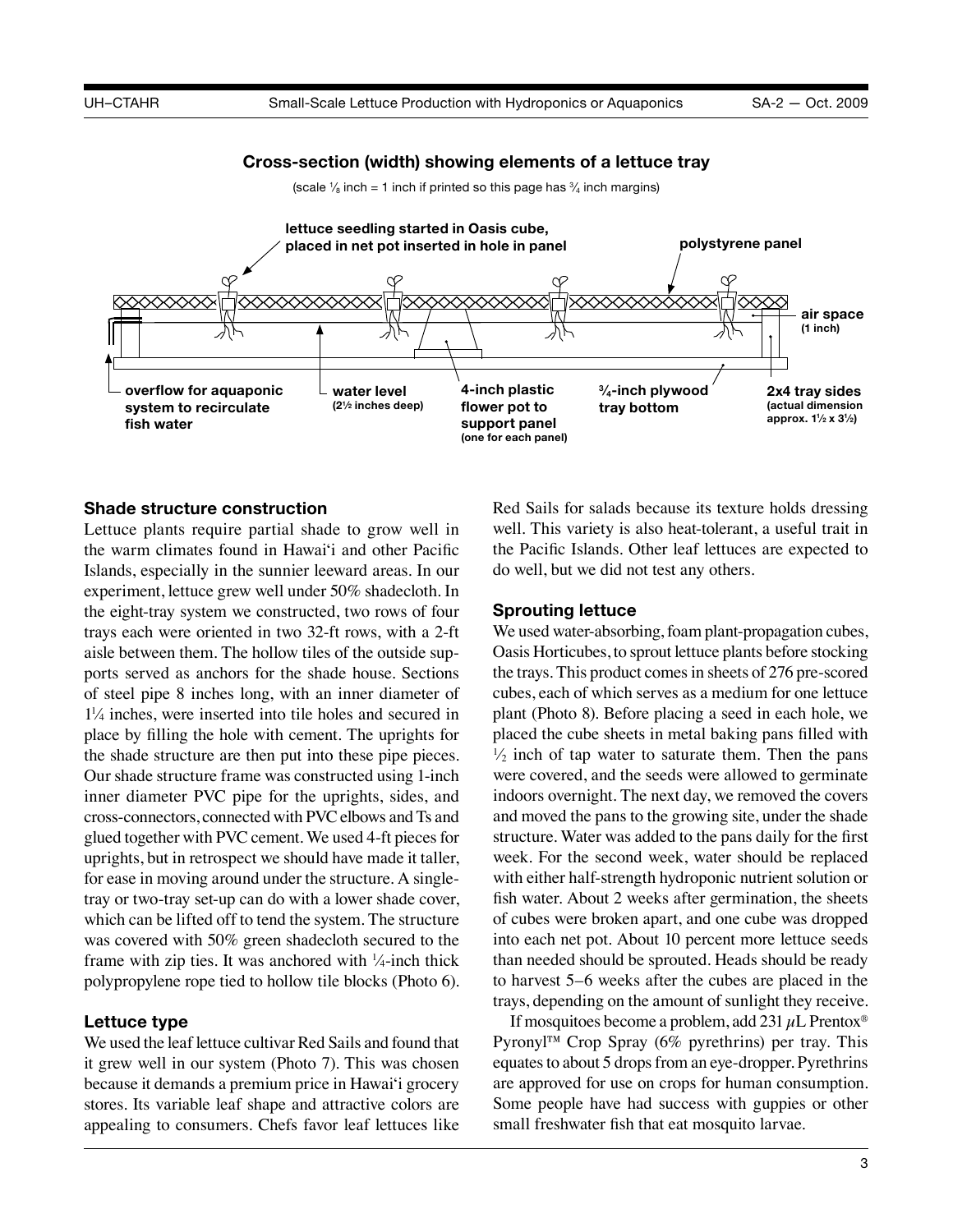**Cross-section (width) showing elements of a lettuce tray**

(scale $\frac{1}{8}$ inch = 1 inch if printed so this page has $\frac{3}{4}$ inch margins)

lettuce seedling started in Oasis cube, placed in net pot inserted in hole in panel

polystyrene panel

air space (1 inch)

overflow for aquaponic system to recirculate fish water

water level (2½ inches deep)

4-inch plastic flower pot to support panel (one for each panel)

¾-inch plywood tray bottom

2x4 tray sides (actual dimension approx. 1½ x 3½)

### Shade structure construction

Lettuce plants require partial shade to grow well in the warm climates found in Hawai'i and other Pacific Islands, especially in the sunnier leeward areas. In our experiment, lettuce grew well under 50% shadecloth. In the eight-tray system we constructed, two rows of four trays each were oriented in two 32-ft rows, with a 2-ft aisle between them. The hollow tiles of the outside supports served as anchors for the shade house. Sections of steel pipe 8 inches long, with an inner diameter of 1¼ inches, were inserted into tile holes and secured in place by filling the hole with cement. The uprights for the shade structure are then put into these pipe pieces. Our shade structure frame was constructed using 1-inch inner diameter PVC pipe for the uprights, sides, and cross-connectors, connected with PVC elbows and Ts and glued together with PVC cement. We used 4-ft pieces for uprights, but in retrospect we should have made it taller, for ease in moving around under the structure. A single-tray or two-tray set-up can do with a lower shade cover, which can be lifted off to tend the system. The structure was covered with 50% green shadecloth secured to the frame with zip ties. It was anchored with ¼-inch thick polypropylene rope tied to hollow tile blocks (Photo 6).

### Lettuce type

We used the leaf lettuce cultivar Red Sails and found that it grew well in our system (Photo 7). This was chosen because it demands a premium price in Hawai'i grocery stores. Its variable leaf shape and attractive colors are appealing to consumers. Chefs favor leaf lettuces like Red Sails for salads because its texture holds dressing well. This variety is also heat-tolerant, a useful trait in the Pacific Islands. Other leaf lettuces are expected to do well, but we did not test any others.

### Sprouting lettuce

We used water-absorbing, foam plant-propagation cubes, Oasis Horticubes, to sprout lettuce plants before stocking the trays. This product comes in sheets of 276 pre-scored cubes, each of which serves as a medium for one lettuce plant (Photo 8). Before placing a seed in each hole, we placed the cube sheets in metal baking pans filled with ½ inch of tap water to saturate them. Then the pans were covered, and the seeds were allowed to germinate indoors overnight. The next day, we removed the covers and moved the pans to the growing site, under the shade structure. Water was added to the pans daily for the first week. For the second week, water should be replaced with either half-strength hydroponic nutrient solution or fish water. About 2 weeks after germination, the sheets of cubes were broken apart, and one cube was dropped into each net pot. About 10 percent more lettuce seeds than needed should be sprouted. Heads should be ready to harvest 5–6 weeks after the cubes are placed in the trays, depending on the amount of sunlight they receive.

If mosquitoes become a problem, add 231 $\mu$L Prentox® Pyronyl™ Crop Spray (6% pyrethrins) per tray. This equates to about 5 drops from an eye-dropper. Pyrethrins are approved for use on crops for human consumption. Some people have had success with guppies or other small freshwater fish that eat mosquito larvae.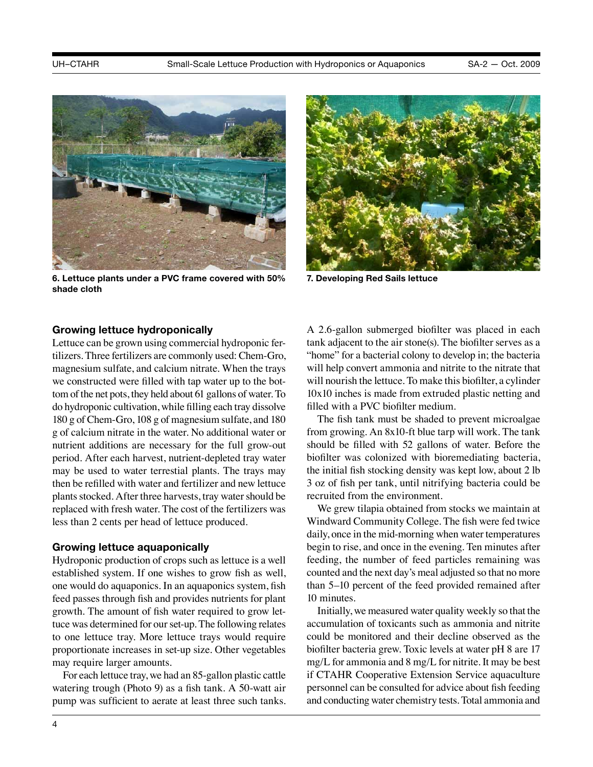6. Lettuce plants under a PVC frame covered with 50% shade cloth

7. Developing Red Sails lettuce

## Growing lettuce hydroponically

Lettuce can be grown using commercial hydroponic fertilizers. Three fertilizers are commonly used: Chem-Gro, magnesium sulfate, and calcium nitrate. When the trays we constructed were filled with tap water up to the bottom of the net pots, they held about 61 gallons of water. To do hydroponic cultivation, while filling each tray dissolve 180 g of Chem-Gro, 108 g of magnesium sulfate, and 180 g of calcium nitrate in the water. No additional water or nutrient additions are necessary for the full grow-out period. After each harvest, nutrient-depleted tray water may be used to water terrestrial plants. The trays may then be refilled with water and fertilizer and new lettuce plants stocked. After three harvests, tray water should be replaced with fresh water. The cost of the fertilizers was less than 2 cents per head of lettuce produced.

## Growing lettuce aquaponically

Hydroponic production of crops such as lettuce is a well established system. If one wishes to grow fish as well, one would do aquaponics. In an aquaponics system, fish feed passes through fish and provides nutrients for plant growth. The amount of fish water required to grow lettuce was determined for our set-up. The following relates to one lettuce tray. More lettuce trays would require proportionate increases in set-up size. Other vegetables may require larger amounts.

For each lettuce tray, we had an 85-gallon plastic cattle watering trough (Photo 9) as a fish tank. A 50-watt air pump was sufficient to aerate at least three such tanks. A 2.6-gallon submerged biofilter was placed in each tank adjacent to the air stone(s). The biofilter serves as a "home" for a bacterial colony to develop in; the bacteria will help convert ammonia and nitrite to the nitrate that will nourish the lettuce. To make this biofilter, a cylinder 10x10 inches is made from extruded plastic netting and filled with a PVC biofilter medium.

The fish tank must be shaded to prevent microalgae from growing. An 8x10-ft blue tarp will work. The tank should be filled with 52 gallons of water. Before the biofilter was colonized with bioremediating bacteria, the initial fish stocking density was kept low, about 2 lb 3 oz of fish per tank, until nitrifying bacteria could be recruited from the environment.

We grew tilapia obtained from stocks we maintain at Windward Community College. The fish were fed twice daily, once in the mid-morning when water temperatures begin to rise, and once in the evening. Ten minutes after feeding, the number of feed particles remaining was counted and the next day's meal adjusted so that no more than 5–10 percent of the feed provided remained after 10 minutes.

Initially, we measured water quality weekly so that the accumulation of toxicants such as ammonia and nitrite could be monitored and their decline observed as the biofilter bacteria grew. Toxic levels at water pH 8 are 17 mg/L for ammonia and 8 mg/L for nitrite. It may be best if CTAHR Cooperative Extension Service aquaculture personnel can be consulted for advice about fish feeding and conducting water chemistry tests. Total ammonia and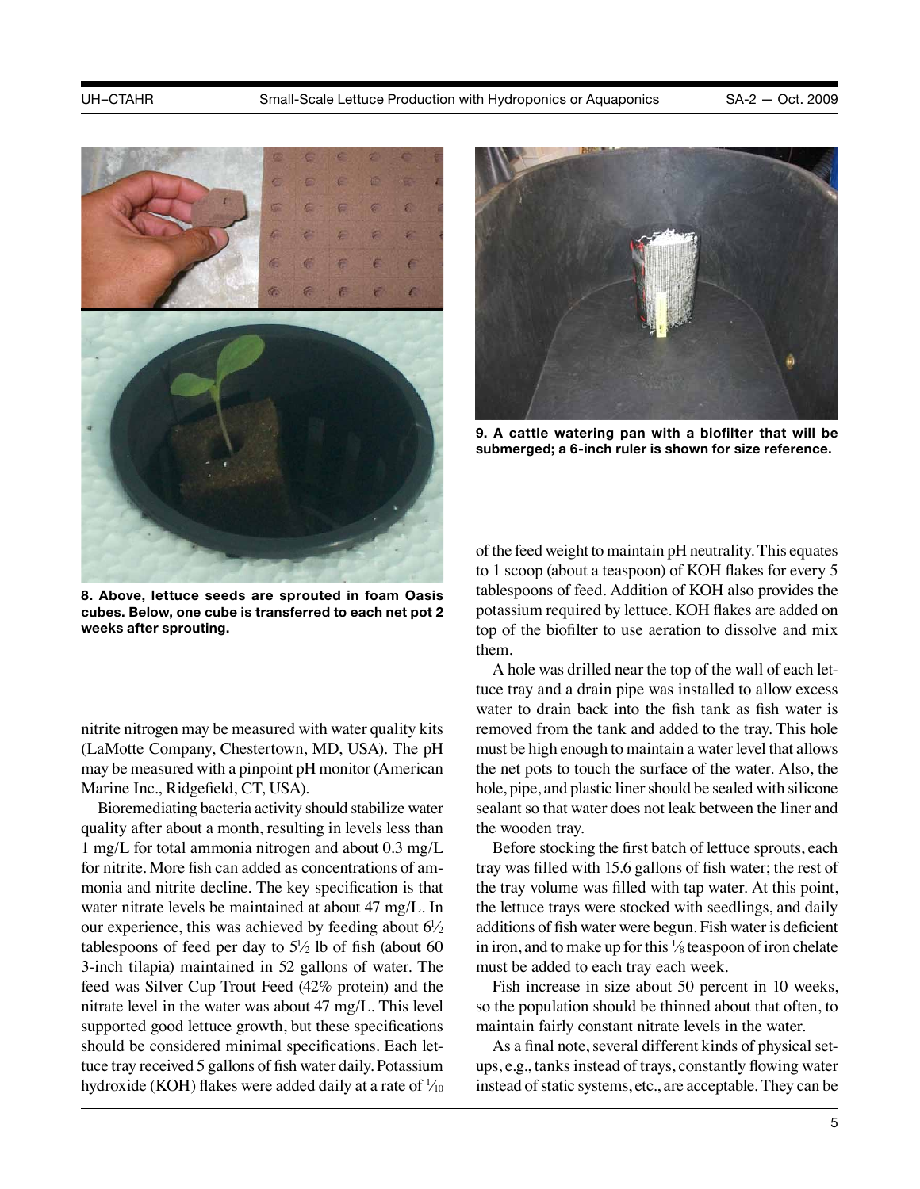8. Above, lettuce seeds are sprouted in foam Oasis cubes. Below, one cube is transferred to each net pot 2 weeks after sprouting.

9. A cattle watering pan with a biofilter that will be submerged; a 6-inch ruler is shown for size reference.

nitrite nitrogen may be measured with water quality kits (LaMotte Company, Chestertown, MD, USA). The pH may be measured with a pinpoint pH monitor (American Marine Inc., Ridgefield, CT, USA).

Bioremediating bacteria activity should stabilize water quality after about a month, resulting in levels less than 1 mg/L for total ammonia nitrogen and about 0.3 mg/L for nitrite. More fish can added as concentrations of ammonia and nitrite decline. The key specification is that water nitrate levels be maintained at about 47 mg/L. In our experience, this was achieved by feeding about 6½ tablespoons of feed per day to 5½ lb of fish (about 60 3-inch tilapia) maintained in 52 gallons of water. The feed was Silver Cup Trout Feed (42% protein) and the nitrate level in the water was about 47 mg/L. This level supported good lettuce growth, but these specifications should be considered minimal specifications. Each lettuce tray received 5 gallons of fish water daily. Potassium hydroxide (KOH) flakes were added daily at a rate of 1⁄10 of the feed weight to maintain pH neutrality. This equates to 1 scoop (about a teaspoon) of KOH flakes for every 5 tablespoons of feed. Addition of KOH also provides the potassium required by lettuce. KOH flakes are added on top of the biofilter to use aeration to dissolve and mix them.

A hole was drilled near the top of the wall of each lettuce tray and a drain pipe was installed to allow excess water to drain back into the fish tank as fish water is removed from the tank and added to the tray. This hole must be high enough to maintain a water level that allows the net pots to touch the surface of the water. Also, the hole, pipe, and plastic liner should be sealed with silicone sealant so that water does not leak between the liner and the wooden tray.

Before stocking the first batch of lettuce sprouts, each tray was filled with 15.6 gallons of fish water; the rest of the tray volume was filled with tap water. At this point, the lettuce trays were stocked with seedlings, and daily additions of fish water were begun. Fish water is deficient in iron, and to make up for this 1⁄8 teaspoon of iron chelate must be added to each tray each week.

Fish increase in size about 50 percent in 10 weeks, so the population should be thinned about that often, to maintain fairly constant nitrate levels in the water.

As a final note, several different kinds of physical setups, e.g., tanks instead of trays, constantly flowing water instead of static systems, etc., are acceptable. They can be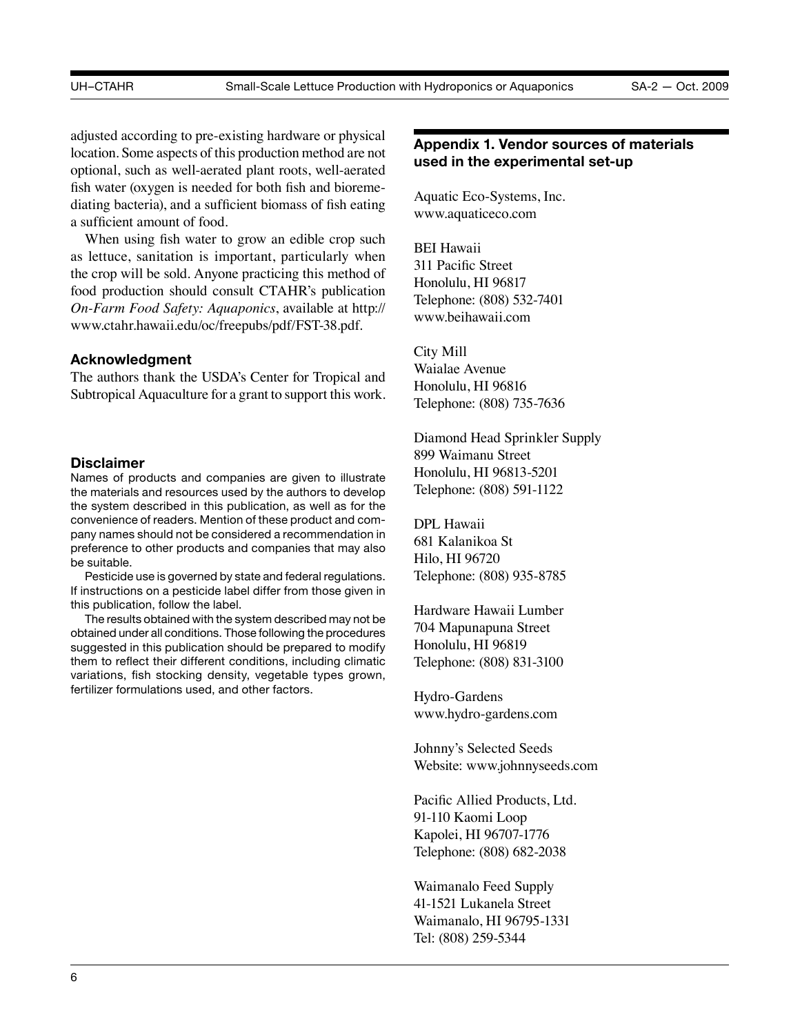adjusted according to pre-existing hardware or physical location. Some aspects of this production method are not optional, such as well-aerated plant roots, well-aerated fish water (oxygen is needed for both fish and bioremediating bacteria), and a sufficient biomass of fish eating a sufficient amount of food.

When using fish water to grow an edible crop such as lettuce, sanitation is important, particularly when the crop will be sold. Anyone practicing this method of food production should consult CTAHR's publication *On-Farm Food Safety: Aquaponics*, available at http://www.ctahr.hawaii.edu/oc/freepubs/pdf/FST-38.pdf.

### Acknowledgment

The authors thank the USDA's Center for Tropical and Subtropical Aquaculture for a grant to support this work.

### Disclaimer

Names of products and companies are given to illustrate the materials and resources used by the authors to develop the system described in this publication, as well as for the convenience of readers. Mention of these product and company names should not be considered a recommendation in preference to other products and companies that may also be suitable.

Pesticide use is governed by state and federal regulations. If instructions on a pesticide label differ from those given in this publication, follow the label.

The results obtained with the system described may not be obtained under all conditions. Those following the procedures suggested in this publication should be prepared to modify them to reflect their different conditions, including climatic variations, fish stocking density, vegetable types grown, fertilizer formulations used, and other factors.

### Appendix 1. Vendor sources of materials used in the experimental set-up

Aquatic Eco-Systems, Inc.
www.aquaticeco.com

BEI Hawaii
311 Pacific Street
Honolulu, HI 96817
Telephone: (808) 532-7401
www.beihawaii.com

City Mill
Waialae Avenue
Honolulu, HI 96816
Telephone: (808) 735-7636

Diamond Head Sprinkler Supply
899 Waimanu Street
Honolulu, HI 96813-5201
Telephone: (808) 591-1122

DPL Hawaii
681 Kalanikoa St
Hilo, HI 96720
Telephone: (808) 935-8785

Hardware Hawaii Lumber
704 Mapunapuna Street
Honolulu, HI 96819
Telephone: (808) 831-3100

Hydro-Gardens
www.hydro-gardens.com

Johnny's Selected Seeds
Website: www.johnnyseeds.com

Pacific Allied Products, Ltd.
91-110 Kaomi Loop
Kapolei, HI 96707-1776
Telephone: (808) 682-2038

Waimanalo Feed Supply
41-1521 Lukanela Street
Waimanalo, HI 96795-1331
Tel: (808) 259-5344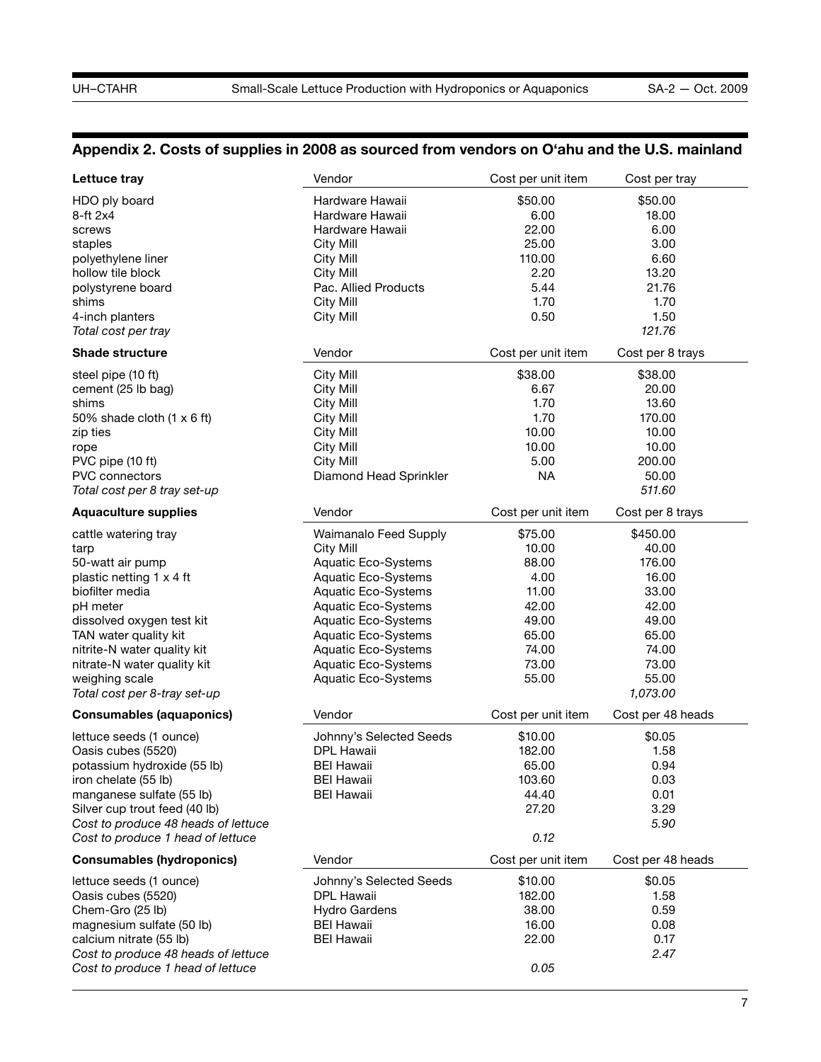## Appendix 2. Costs of supplies in 2008 as sourced from vendors on O'ahu and the U.S. mainland

| Lettuce tray | Vendor | Cost per unit item | Cost per tray |
|---|---|---|---|
| HDO ply board | Hardware Hawaii | $50.00 | $50.00 |
| 8-ft 2x4 | Hardware Hawaii | 6.00 | 18.00 |
| screws | Hardware Hawaii | 22.00 | 6.00 |
| staples | City Mill | 25.00 | 3.00 |
| polyethylene liner | City Mill | 110.00 | 6.60 |
| hollow tile block | City Mill | 2.20 | 13.20 |
| polystyrene board | Pac. Allied Products | 5.44 | 21.76 |
| shims | City Mill | 1.70 | 1.70 |
| 4-inch planters | City Mill | 0.50 | 1.50 |
| *Total cost per tray* | | | *121.76* |

| Shade structure | Vendor | Cost per unit item | Cost per 8 trays |
|---|---|---|---|
| steel pipe (10 ft) | City Mill | $38.00 | $38.00 |
| cement (25 lb bag) | City Mill | 6.67 | 20.00 |
| shims | City Mill | 1.70 | 13.60 |
| 50% shade cloth (1 x 6 ft) | City Mill | 1.70 | 170.00 |
| zip ties | City Mill | 10.00 | 10.00 |
| rope | City Mill | 10.00 | 10.00 |
| PVC pipe (10 ft) | City Mill | 5.00 | 200.00 |
| PVC connectors | Diamond Head Sprinkler | NA | 50.00 |
| *Total cost per 8 tray set-up* | | | *511.60* |

| Aquaculture supplies | Vendor | Cost per unit item | Cost per 8 trays |
|---|---|---|---|
| cattle watering tray | Waimanalo Feed Supply | $75.00 | $450.00 |
| tarp | City Mill | 10.00 | 40.00 |
| 50-watt air pump | Aquatic Eco-Systems | 88.00 | 176.00 |
| plastic netting 1 x 4 ft | Aquatic Eco-Systems | 4.00 | 16.00 |
| biofilter media | Aquatic Eco-Systems | 11.00 | 33.00 |
| pH meter | Aquatic Eco-Systems | 42.00 | 42.00 |
| dissolved oxygen test kit | Aquatic Eco-Systems | 49.00 | 49.00 |
| TAN water quality kit | Aquatic Eco-Systems | 65.00 | 65.00 |
| nitrite-N water quality kit | Aquatic Eco-Systems | 74.00 | 74.00 |
| nitrate-N water quality kit | Aquatic Eco-Systems | 73.00 | 73.00 |
| weighing scale | Aquatic Eco-Systems | 55.00 | 55.00 |
| *Total cost per 8-tray set-up* | | | *1,073.00* |

| Consumables (aquaponics) | Vendor | Cost per unit item | Cost per 48 heads |
|---|---|---|---|
| lettuce seeds (1 ounce) | Johnny's Selected Seeds | $10.00 | $0.05 |
| Oasis cubes (5520) | DPL Hawaii | 182.00 | 1.58 |
| potassium hydroxide (55 lb) | BEI Hawaii | 65.00 | 0.94 |
| iron chelate (55 lb) | BEI Hawaii | 103.60 | 0.03 |
| manganese sulfate (55 lb) | BEI Hawaii | 44.40 | 0.01 |
| Silver cup trout feed (40 lb) | | 27.20 | 3.29 |
| *Cost to produce 48 heads of lettuce* | | | *5.90* |
| *Cost to produce 1 head of lettuce* | | *0.12* | |

| Consumables (hydroponics) | Vendor | Cost per unit item | Cost per 48 heads |
|---|---|---|---|
| lettuce seeds (1 ounce) | Johnny's Selected Seeds | $10.00 | $0.05 |
| Oasis cubes (5520) | DPL Hawaii | 182.00 | 1.58 |
| Chem-Gro (25 lb) | Hydro Gardens | 38.00 | 0.59 |
| magnesium sulfate (50 lb) | BEI Hawaii | 16.00 | 0.08 |
| calcium nitrate (55 lb) | BEI Hawaii | 22.00 | 0.17 |
| *Cost to produce 48 heads of lettuce* | | | *2.47* |
| *Cost to produce 1 head of lettuce* | | *0.05* | |